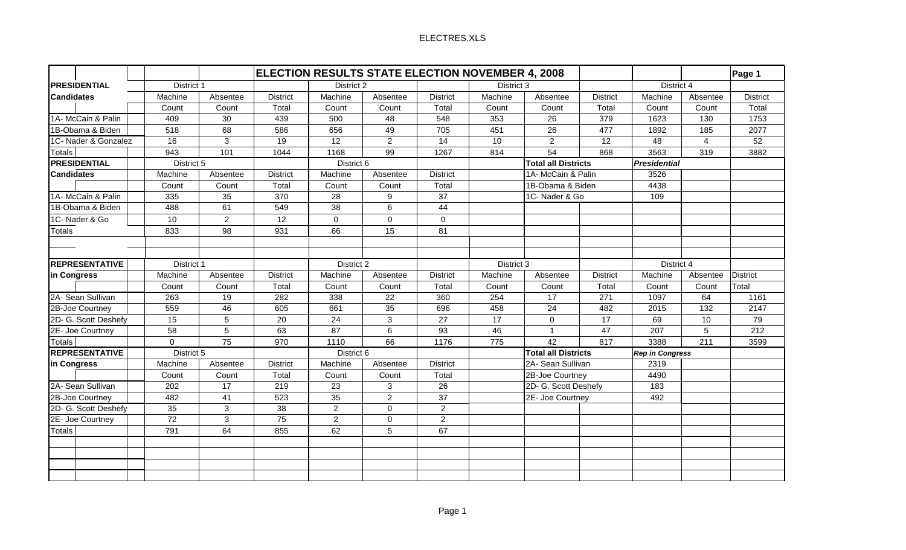ELECTRES.XLS

| | | ELECTION RESULTS STATE ELECTION NOVEMBER 4, 2008 | | | | | | | | | | Page 1 |
|---|---|---|---|---|---|---|---|---|---|---|---|---|
| **PRESIDENTIAL** | District 1 | | | District 2 | | | District 3 | | | District 4 | | |
| **Candidates** | Machine | Absentee | District | Machine | Absentee | District | Machine | Absentee | District | Machine | Absentee | District |
| | Count | Count | Total | Count | Count | Total | Count | Count | Total | Count | Count | Total |
| 1A- McCain & Palin | 409 | 30 | 439 | 500 | 48 | 548 | 353 | 26 | 379 | 1623 | 130 | 1753 |
| 1B-Obama & Biden | 518 | 68 | 586 | 656 | 49 | 705 | 451 | 26 | 477 | 1892 | 185 | 2077 |
| 1C- Nader & Gonzalez | 16 | 3 | 19 | 12 | 2 | 14 | 10 | 2 | 12 | 48 | 4 | 52 |
| Totals | 943 | 101 | 1044 | 1168 | 99 | 1267 | 814 | 54 | 868 | 3563 | 319 | 3882 |
| **PRESIDENTIAL** | District 5 | | | District 6 | | | | **Total all Districts** | | ***Presidential*** | | |
| **Candidates** | Machine | Absentee | District | Machine | Absentee | District | | 1A- McCain & Palin | | 3526 | | |
| | Count | Count | Total | Count | Count | Total | | 1B-Obama & Biden | | 4438 | | |
| 1A- McCain & Palin | 335 | 35 | 370 | 28 | 9 | 37 | | 1C- Nader & Go | | 109 | | |
| 1B-Obama & Biden | 488 | 61 | 549 | 38 | 6 | 44 | | | | | | |
| 1C- Nader & Go | 10 | 2 | 12 | 0 | 0 | 0 | | | | | | |
| Totals | 833 | 98 | 931 | 66 | 15 | 81 | | | | | | |
| | | | | | | | | | | | | |
| | | | | | | | | | | | | |
| **REPRESENTATIVE** | District 1 | | | District 2 | | | District 3 | | | District 4 | | |
| **in Congress** | Machine | Absentee | District | Machine | Absentee | District | Machine | Absentee | District | Machine | Absentee | District |
| | Count | Count | Total | Count | Count | Total | Count | Count | Total | Count | Count | Total |
| 2A- Sean Sullivan | 263 | 19 | 282 | 338 | 22 | 360 | 254 | 17 | 271 | 1097 | 64 | 1161 |
| 2B-Joe Courtney | 559 | 46 | 605 | 661 | 35 | 696 | 458 | 24 | 482 | 2015 | 132 | 2147 |
| 2D- G. Scott Deshefy | 15 | 5 | 20 | 24 | 3 | 27 | 17 | 0 | 17 | 69 | 10 | 79 |
| 2E- Joe Courtney | 58 | 5 | 63 | 87 | 6 | 93 | 46 | 1 | 47 | 207 | 5 | 212 |
| Totals | 0 | 75 | 970 | 1110 | 66 | 1176 | 775 | 42 | 817 | 3388 | 211 | 3599 |
| **REPRESENTATIVE** | District 5 | | | District 6 | | | | **Total all Districts** | | ***Rep in Congress*** | | |
| **in Congress** | Machine | Absentee | District | Machine | Absentee | District | | 2A- Sean Sullivan | | 2319 | | |
| | Count | Count | Total | Count | Count | Total | | 2B-Joe Courtney | | 4490 | | |
| 2A- Sean Sullivan | 202 | 17 | 219 | 23 | 3 | 26 | | 2D- G. Scott Deshefy | | 183 | | |
| 2B-Joe Courtney | 482 | 41 | 523 | 35 | 2 | 37 | | 2E- Joe Courtney | | 492 | | |
| 2D- G. Scott Deshefy | 35 | 3 | 38 | 2 | 0 | 2 | | | | | | |
| 2E- Joe Courtney | 72 | 3 | 75 | 2 | 0 | 2 | | | | | | |
| Totals | 791 | 64 | 855 | 62 | 5 | 67 | | | | | | |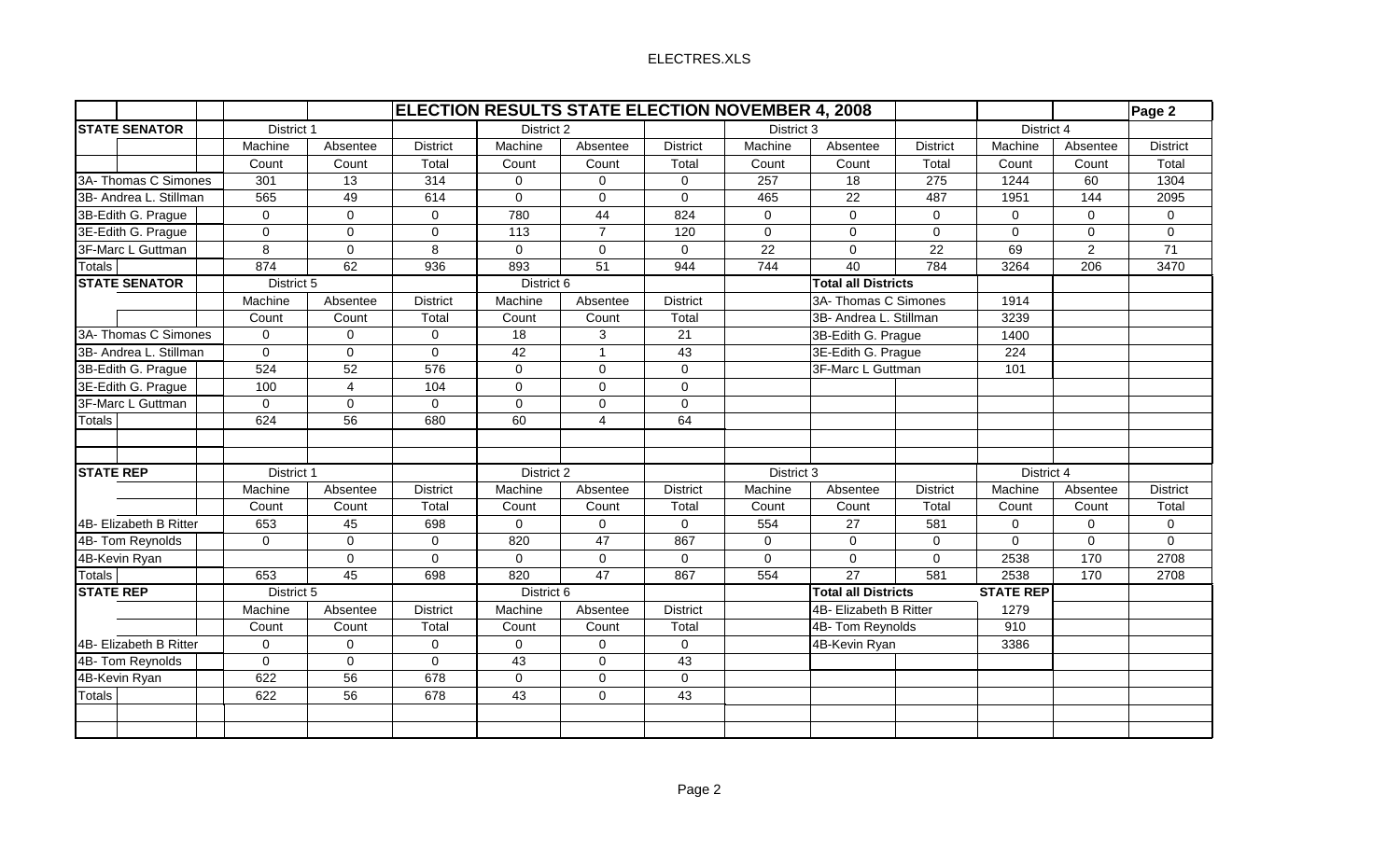## ELECTION RESULTS STATE ELECTION NOVEMBER 4, 2008

| STATE SENATOR | District 1 | | | District 2 | | | District 3 | | | District 4 | | |
|---|---|---|---|---|---|---|---|---|---|---|---|---|
| | Machine Count | Absentee Count | District Total | Machine Count | Absentee Count | District Total | Machine Count | Absentee Count | District Total | Machine Count | Absentee Count | District Total |
| 3A- Thomas C Simones | 301 | 13 | 314 | 0 | 0 | 0 | 257 | 18 | 275 | 1244 | 60 | 1304 |
| 3B- Andrea L. Stillman | 565 | 49 | 614 | 0 | 0 | 0 | 465 | 22 | 487 | 1951 | 144 | 2095 |
| 3B-Edith G. Prague | 0 | 0 | 0 | 780 | 44 | 824 | 0 | 0 | 0 | 0 | 0 | 0 |
| 3E-Edith G. Prague | 0 | 0 | 0 | 113 | 7 | 120 | 0 | 0 | 0 | 0 | 0 | 0 |
| 3F-Marc L Guttman | 8 | 0 | 8 | 0 | 0 | 0 | 22 | 0 | 22 | 69 | 2 | 71 |
| Totals | 874 | 62 | 936 | 893 | 51 | 944 | 744 | 40 | 784 | 3264 | 206 | 3470 |

| STATE SENATOR | District 5 | | | District 6 | | |
|---|---|---|---|---|---|---|
| | Machine Count | Absentee Count | District Total | Machine Count | Absentee Count | District Total |
| 3A- Thomas C Simones | 0 | 0 | 0 | 18 | 3 | 21 |
| 3B- Andrea L. Stillman | 0 | 0 | 0 | 42 | 1 | 43 |
| 3B-Edith G. Prague | 524 | 52 | 576 | 0 | 0 | 0 |
| 3E-Edith G. Prague | 100 | 4 | 104 | 0 | 0 | 0 |
| 3F-Marc L Guttman | 0 | 0 | 0 | 0 | 0 | 0 |
| Totals | 624 | 56 | 680 | 60 | 4 | 64 |

| Total all Districts | |
|---|---|
| 3A- Thomas C Simones | 1914 |
| 3B- Andrea L. Stillman | 3239 |
| 3B-Edith G. Prague | 1400 |
| 3E-Edith G. Prague | 224 |
| 3F-Marc L Guttman | 101 |

| STATE REP | District 1 | | | District 2 | | | District 3 | | | District 4 | | |
|---|---|---|---|---|---|---|---|---|---|---|---|---|
| | Machine Count | Absentee Count | District Total | Machine Count | Absentee Count | District Total | Machine Count | Absentee Count | District Total | Machine Count | Absentee Count | District Total |
| 4B- Elizabeth B Ritter | 653 | 45 | 698 | 0 | 0 | 0 | 554 | 27 | 581 | 0 | 0 | 0 |
| 4B- Tom Reynolds | 0 | 0 | 0 | 820 | 47 | 867 | 0 | 0 | 0 | 0 | 0 | 0 |
| 4B-Kevin Ryan | | 0 | 0 | 0 | 0 | 0 | 0 | 0 | 0 | 2538 | 170 | 2708 |
| Totals | 653 | 45 | 698 | 820 | 47 | 867 | 554 | 27 | 581 | 2538 | 170 | 2708 |

| STATE REP | District 5 | | | District 6 | | |
|---|---|---|---|---|---|---|
| | Machine Count | Absentee Count | District Total | Machine Count | Absentee Count | District Total |
| 4B- Elizabeth B Ritter | 0 | 0 | 0 | 0 | 0 | 0 |
| 4B- Tom Reynolds | 0 | 0 | 0 | 43 | 0 | 43 |
| 4B-Kevin Ryan | 622 | 56 | 678 | 0 | 0 | 0 |
| Totals | 622 | 56 | 678 | 43 | 0 | 43 |

| Total all Districts | STATE REP |
|---|---|
| 4B- Elizabeth B Ritter | 1279 |
| 4B- Tom Reynolds | 910 |
| 4B-Kevin Ryan | 3386 |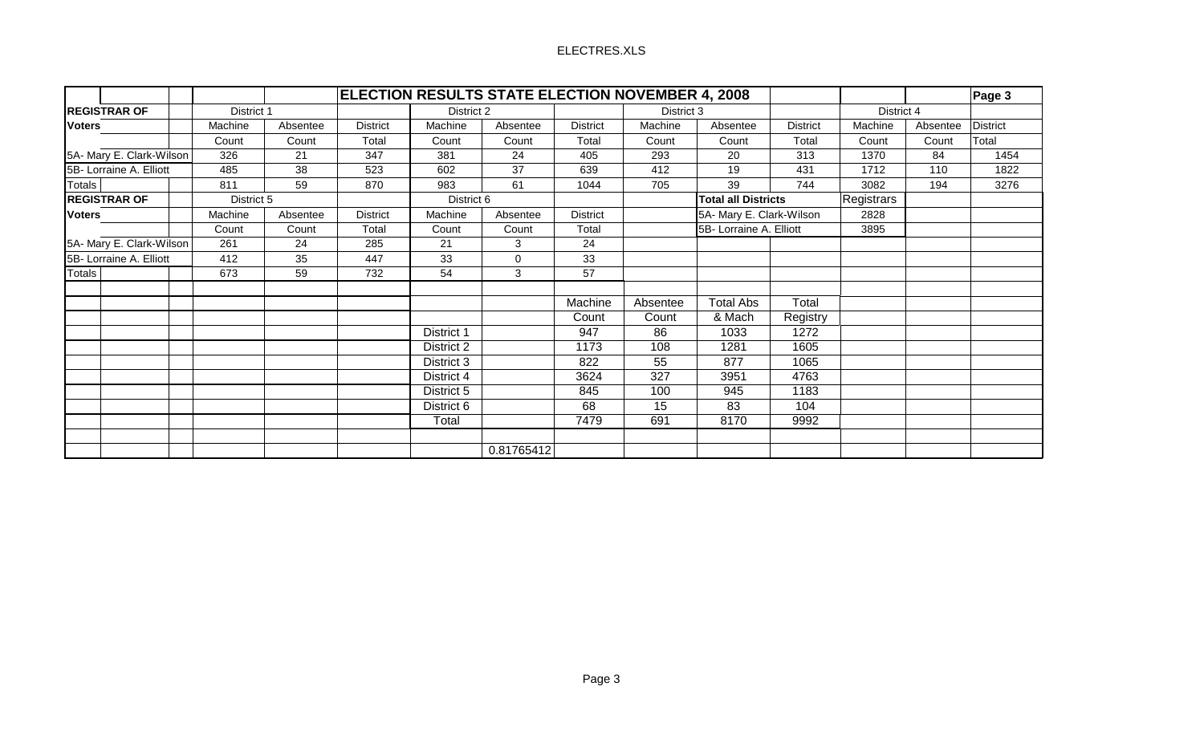ELECTRES.XLS

## ELECTION RESULTS STATE ELECTION NOVEMBER 4, 2008

| REGISTRAR OF Voters | District 1 Machine Count | District 1 Absentee Count | District Total | District 2 Machine Count | District 2 Absentee Count | District Total | District 3 Machine Count | District 3 Absentee Count | District Total | District 4 Machine Count | District 4 Absentee Count | District Total |
|---|---|---|---|---|---|---|---|---|---|---|---|---|
| 5A- Mary E. Clark-Wilson | 326 | 21 | 347 | 381 | 24 | 405 | 293 | 20 | 313 | 1370 | 84 | 1454 |
| 5B- Lorraine A. Elliott | 485 | 38 | 523 | 602 | 37 | 639 | 412 | 19 | 431 | 1712 | 110 | 1822 |
| Totals | 811 | 59 | 870 | 983 | 61 | 1044 | 705 | 39 | 744 | 3082 | 194 | 3276 |

| REGISTRAR OF Voters | District 5 Machine Count | District 5 Absentee Count | District Total | District 6 Machine Count | District 6 Absentee Count | District Total |
|---|---|---|---|---|---|---|
| 5A- Mary E. Clark-Wilson | 261 | 24 | 285 | 21 | 3 | 24 |
| 5B- Lorraine A. Elliott | 412 | 35 | 447 | 33 | 0 | 33 |
| Totals | 673 | 59 | 732 | 54 | 3 | 57 |

| Total all Districts | Registrars |
|---|---|
| 5A- Mary E. Clark-Wilson | 2828 |
| 5B- Lorraine A. Elliott | 3895 |

| | Machine Count | Absentee Count | Total Abs & Mach | Total Registry |
|---|---|---|---|---|
| District 1 | 947 | 86 | 1033 | 1272 |
| District 2 | 1173 | 108 | 1281 | 1605 |
| District 3 | 822 | 55 | 877 | 1065 |
| District 4 | 3624 | 327 | 3951 | 4763 |
| District 5 | 845 | 100 | 945 | 1183 |
| District 6 | 68 | 15 | 83 | 104 |
| Total | 7479 | 691 | 8170 | 9992 |

0.81765412